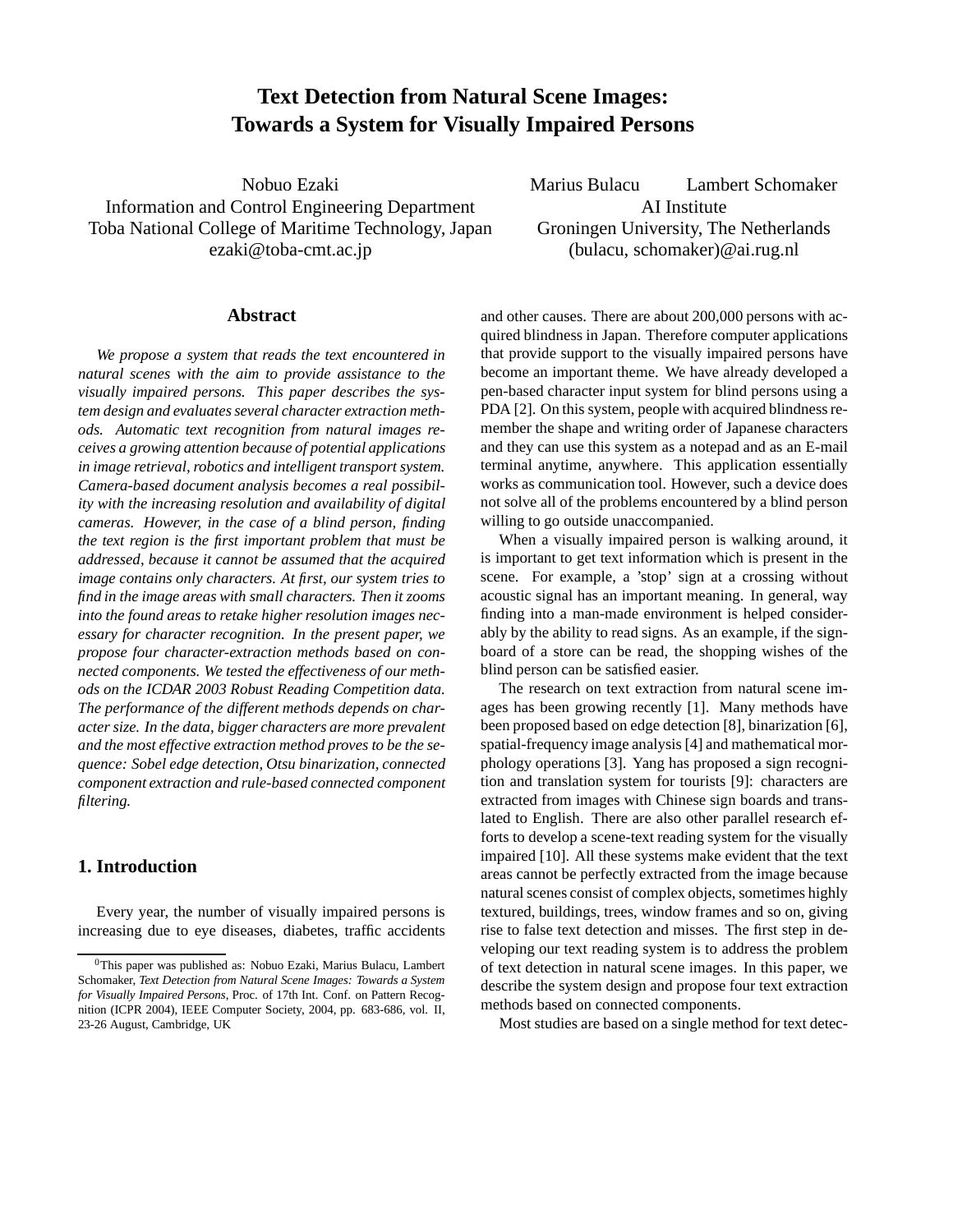# Text Detection from Natural Scene Images: Towards a System for Visually Impaired Persons

Nobuo Ezaki
Information and Control Engineering Department
Toba National College of Maritime Technology, Japan
ezaki@toba-cmt.ac.jp

Marius Bulacu  Lambert Schomaker
AI Institute
Groningen University, The Netherlands
(bulacu, schomaker)@ai.rug.nl

## Abstract

*We propose a system that reads the text encountered in natural scenes with the aim to provide assistance to the visually impaired persons. This paper describes the system design and evaluates several character extraction methods. Automatic text recognition from natural images receives a growing attention because of potential applications in image retrieval, robotics and intelligent transport system. Camera-based document analysis becomes a real possibility with the increasing resolution and availability of digital cameras. However, in the case of a blind person, finding the text region is the first important problem that must be addressed, because it cannot be assumed that the acquired image contains only characters. At first, our system tries to find in the image areas with small characters. Then it zooms into the found areas to retake higher resolution images necessary for character recognition. In the present paper, we propose four character-extraction methods based on connected components. We tested the effectiveness of our methods on the ICDAR 2003 Robust Reading Competition data. The performance of the different methods depends on character size. In the data, bigger characters are more prevalent and the most effective extraction method proves to be the sequence: Sobel edge detection, Otsu binarization, connected component extraction and rule-based connected component filtering.*

## 1. Introduction

Every year, the number of visually impaired persons is increasing due to eye diseases, diabetes, traffic accidents and other causes. There are about 200,000 persons with acquired blindness in Japan. Therefore computer applications that provide support to the visually impaired persons have become an important theme. We have already developed a pen-based character input system for blind persons using a PDA [2]. On this system, people with acquired blindness remember the shape and writing order of Japanese characters and they can use this system as a notepad and as an E-mail terminal anytime, anywhere. This application essentially works as communication tool. However, such a device does not solve all of the problems encountered by a blind person willing to go outside unaccompanied.

When a visually impaired person is walking around, it is important to get text information which is present in the scene. For example, a 'stop' sign at a crossing without acoustic signal has an important meaning. In general, way finding into a man-made environment is helped considerably by the ability to read signs. As an example, if the signboard of a store can be read, the shopping wishes of the blind person can be satisfied easier.

The research on text extraction from natural scene images has been growing recently [1]. Many methods have been proposed based on edge detection [8], binarization [6], spatial-frequency image analysis [4] and mathematical morphology operations [3]. Yang has proposed a sign recognition and translation system for tourists [9]: characters are extracted from images with Chinese sign boards and translated to English. There are also other parallel research efforts to develop a scene-text reading system for the visually impaired [10]. All these systems make evident that the text areas cannot be perfectly extracted from the image because natural scenes consist of complex objects, sometimes highly textured, buildings, trees, window frames and so on, giving rise to false text detection and misses. The first step in developing our text reading system is to address the problem of text detection in natural scene images. In this paper, we describe the system design and propose four text extraction methods based on connected components.

Most studies are based on a single method for text detec-

[0] This paper was published as: Nobuo Ezaki, Marius Bulacu, Lambert Schomaker, *Text Detection from Natural Scene Images: Towards a System for Visually Impaired Persons*, Proc. of 17th Int. Conf. on Pattern Recognition (ICPR 2004), IEEE Computer Society, 2004, pp. 683-686, vol. II, 23-26 August, Cambridge, UK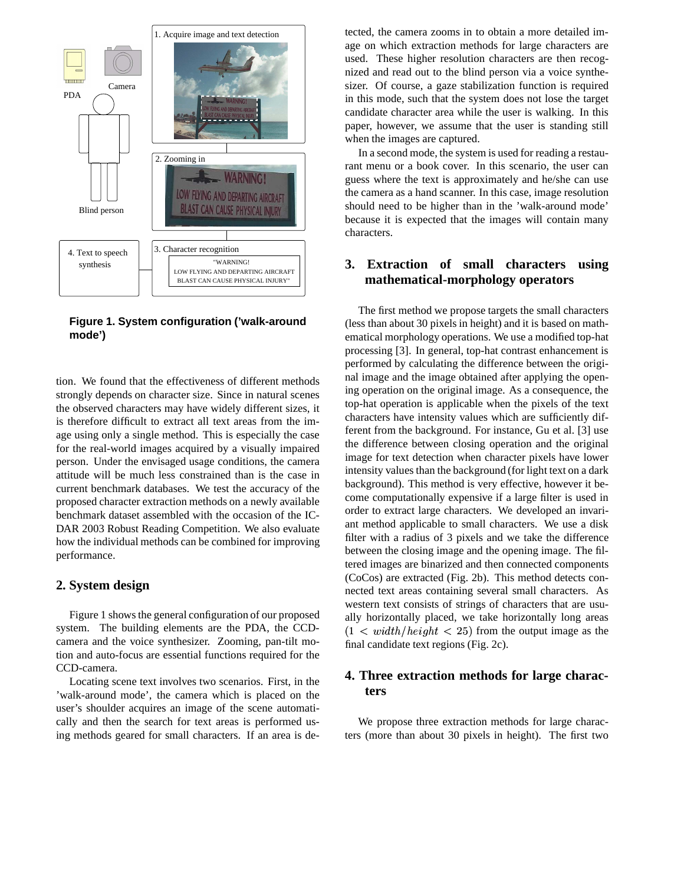1. Acquire image and text detection

2. Zooming in

3. Character recognition

"WARNING!
LOW FLYING AND DEPARTING AIRCRAFT
BLAST CAN CAUSE PHYSICAL INJURY"

4. Text to speech synthesis

PDA

Camera

Blind person

**Figure 1. System configuration ('walk-around mode')**

tion. We found that the effectiveness of different methods strongly depends on character size. Since in natural scenes the observed characters may have widely different sizes, it is therefore difficult to extract all text areas from the image using only a single method. This is especially the case for the real-world images acquired by a visually impaired person. Under the envisaged usage conditions, the camera attitude will be much less constrained than is the case in current benchmark databases. We test the accuracy of the proposed character extraction methods on a newly available benchmark dataset assembled with the occasion of the ICDAR 2003 Robust Reading Competition. We also evaluate how the individual methods can be combined for improving performance.

## 2. System design

Figure 1 shows the general configuration of our proposed system. The building elements are the PDA, the CCD-camera and the voice synthesizer. Zooming, pan-tilt motion and auto-focus are essential functions required for the CCD-camera.

Locating scene text involves two scenarios. First, in the 'walk-around mode', the camera which is placed on the user's shoulder acquires an image of the scene automatically and then the search for text areas is performed using methods geared for small characters. If an area is detected, the camera zooms in to obtain a more detailed image on which extraction methods for large characters are used. These higher resolution characters are then recognized and read out to the blind person via a voice synthesizer. Of course, a gaze stabilization function is required in this mode, such that the system does not lose the target candidate character area while the user is walking. In this paper, however, we assume that the user is standing still when the images are captured.

In a second mode, the system is used for reading a restaurant menu or a book cover. In this scenario, the user can guess where the text is approximately and he/she can use the camera as a hand scanner. In this case, image resolution should need to be higher than in the 'walk-around mode' because it is expected that the images will contain many characters.

## 3. Extraction of small characters using mathematical-morphology operators

The first method we propose targets the small characters (less than about 30 pixels in height) and it is based on mathematical morphology operations. We use a modified top-hat processing [3]. In general, top-hat contrast enhancement is performed by calculating the difference between the original image and the image obtained after applying the opening operation on the original image. As a consequence, the top-hat operation is applicable when the pixels of the text characters have intensity values which are sufficiently different from the background. For instance, Gu et al. [3] use the difference between closing operation and the original image for text detection when character pixels have lower intensity values than the background (for light text on a dark background). This method is very effective, however it become computationally expensive if a large filter is used in order to extract large characters. We developed an invariant method applicable to small characters. We use a disk filter with a radius of 3 pixels and we take the difference between the closing image and the opening image. The filtered images are binarized and then connected components (CoCos) are extracted (Fig. 2b). This method detects connected text areas containing several small characters. As western text consists of strings of characters that are usually horizontally placed, we take horizontally long areas ($1 < width/height < 25$) from the output image as the final candidate text regions (Fig. 2c).

## 4. Three extraction methods for large characters

We propose three extraction methods for large characters (more than about 30 pixels in height). The first two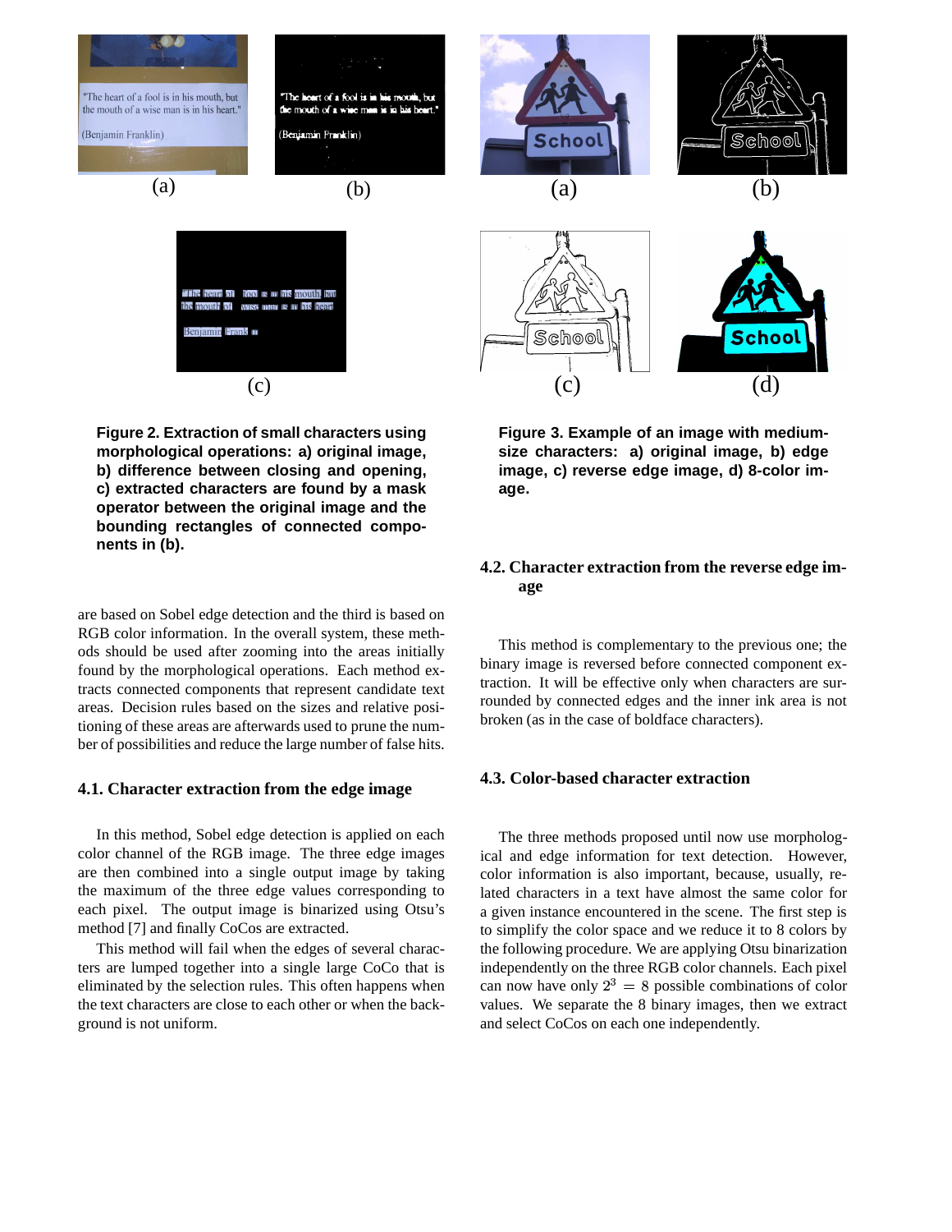(a) (b)

(c)

**Figure 2. Extraction of small characters using morphological operations: a) original image, b) difference between closing and opening, c) extracted characters are found by a mask operator between the original image and the bounding rectangles of connected components in (b).**

(a) (b)

(c) (d)

**Figure 3. Example of an image with medium-size characters: a) original image, b) edge image, c) reverse edge image, d) 8-color image.**

are based on Sobel edge detection and the third is based on RGB color information. In the overall system, these methods should be used after zooming into the areas initially found by the morphological operations. Each method extracts connected components that represent candidate text areas. Decision rules based on the sizes and relative positioning of these areas are afterwards used to prune the number of possibilities and reduce the large number of false hits.

### 4.1. Character extraction from the edge image

In this method, Sobel edge detection is applied on each color channel of the RGB image. The three edge images are then combined into a single output image by taking the maximum of the three edge values corresponding to each pixel. The output image is binarized using Otsu's method [7] and finally CoCos are extracted.

This method will fail when the edges of several characters are lumped together into a single large CoCo that is eliminated by the selection rules. This often happens when the text characters are close to each other or when the background is not uniform.

### 4.2. Character extraction from the reverse edge image

This method is complementary to the previous one; the binary image is reversed before connected component extraction. It will be effective only when characters are surrounded by connected edges and the inner ink area is not broken (as in the case of boldface characters).

### 4.3. Color-based character extraction

The three methods proposed until now use morphological and edge information for text detection. However, color information is also important, because, usually, related characters in a text have almost the same color for a given instance encountered in the scene. The first step is to simplify the color space and we reduce it to 8 colors by the following procedure. We are applying Otsu binarization independently on the three RGB color channels. Each pixel can now have only $2^3 = 8$ possible combinations of color values. We separate the 8 binary images, then we extract and select CoCos on each one independently.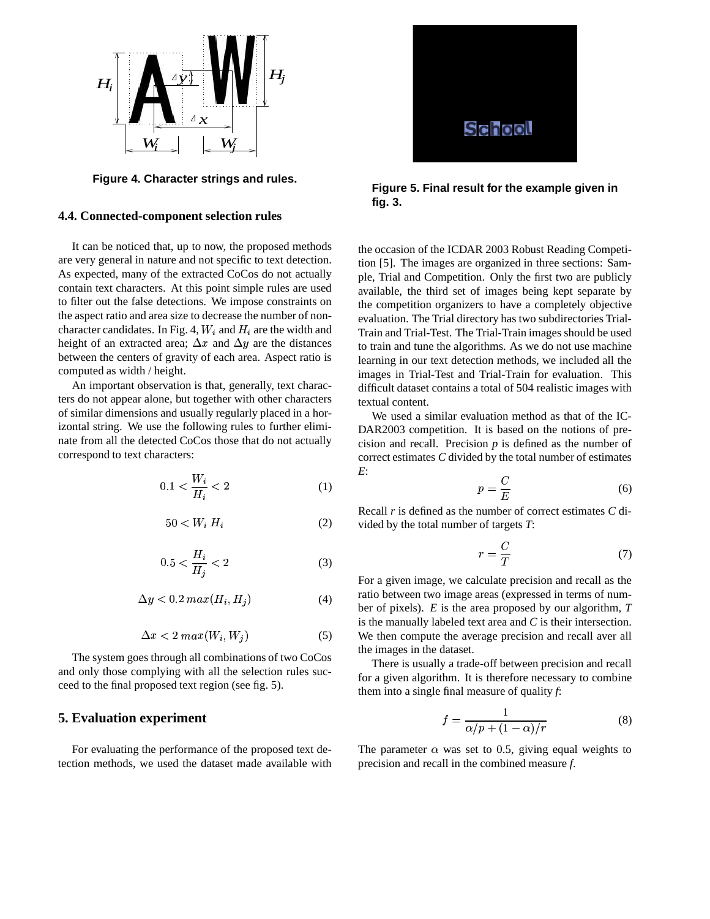Figure 4. Character strings and rules.

Figure 5. Final result for the example given in fig. 3.

### 4.4. Connected-component selection rules

It can be noticed that, up to now, the proposed methods are very general in nature and not specific to text detection. As expected, many of the extracted CoCos do not actually contain text characters. At this point simple rules are used to filter out the false detections. We impose constraints on the aspect ratio and area size to decrease the number of non-character candidates. In Fig. 4, $W_i$ and $H_i$ are the width and height of an extracted area; $\Delta x$ and $\Delta y$ are the distances between the centers of gravity of each area. Aspect ratio is computed as width / height.

An important observation is that, generally, text characters do not appear alone, but together with other characters of similar dimensions and usually regularly placed in a horizontal string. We use the following rules to further eliminate from all the detected CoCos those that do not actually correspond to text characters:

$$0.1 < \frac{W_i}{H_i} < 2 \tag{1}$$

$$50 < W_i \, H_i \tag{2}$$

$$0.5 < \frac{H_i}{H_j} < 2 \tag{3}$$

$$\Delta y < 0.2 \, max(H_i, H_j) \tag{4}$$

$$\Delta x < 2 \, max(W_i, W_j) \tag{5}$$

The system goes through all combinations of two CoCos and only those complying with all the selection rules succeed to the final proposed text region (see fig. 5).

## 5. Evaluation experiment

For evaluating the performance of the proposed text detection methods, we used the dataset made available with the occasion of the ICDAR 2003 Robust Reading Competition [5]. The images are organized in three sections: Sample, Trial and Competition. Only the first two are publicly available, the third set of images being kept separate by the competition organizers to have a completely objective evaluation. The Trial directory has two subdirectories Trial-Train and Trial-Test. The Trial-Train images should be used to train and tune the algorithms. As we do not use machine learning in our text detection methods, we included all the images in Trial-Test and Trial-Train for evaluation. This difficult dataset contains a total of 504 realistic images with textual content.

We used a similar evaluation method as that of the ICDAR2003 competition. It is based on the notions of precision and recall. Precision *p* is defined as the number of correct estimates *C* divided by the total number of estimates *E*:

$$p = \frac{C}{E} \tag{6}$$

Recall *r* is defined as the number of correct estimates *C* divided by the total number of targets *T*:

$$r = \frac{C}{T} \tag{7}$$

For a given image, we calculate precision and recall as the ratio between two image areas (expressed in terms of number of pixels). *E* is the area proposed by our algorithm, *T* is the manually labeled text area and *C* is their intersection. We then compute the average precision and recall aver all the images in the dataset.

There is usually a trade-off between precision and recall for a given algorithm. It is therefore necessary to combine them into a single final measure of quality *f*:

$$f = \frac{1}{\alpha/p + (1-\alpha)/r} \tag{8}$$

The parameter $\alpha$ was set to 0.5, giving equal weights to precision and recall in the combined measure *f*.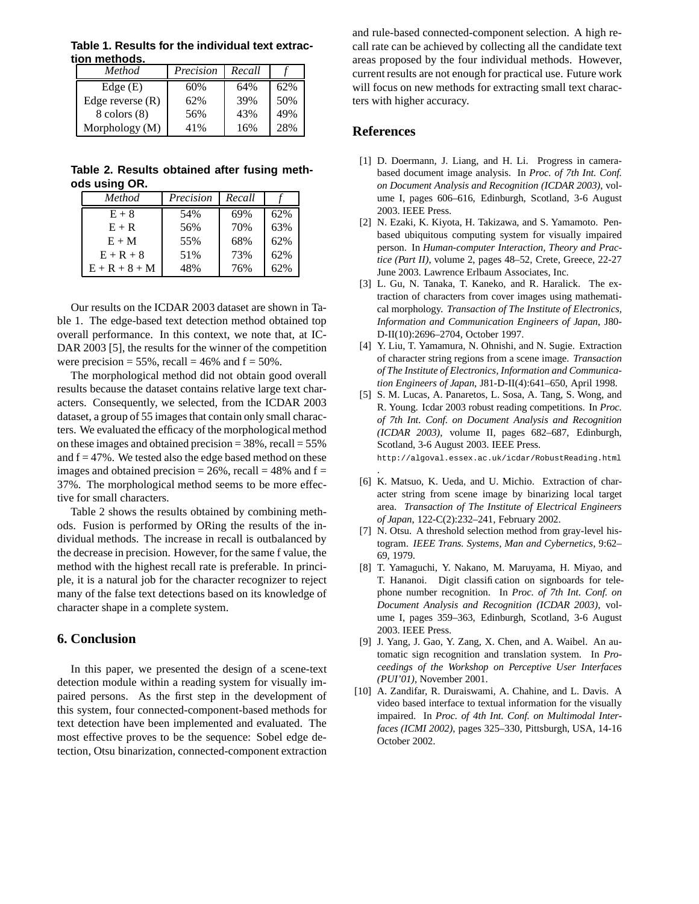**Table 1. Results for the individual text extraction methods.**

| *Method* | *Precision* | *Recall* | *f* |
|---|---|---|---|
| Edge (E) | 60% | 64% | 62% |
| Edge reverse (R) | 62% | 39% | 50% |
| 8 colors (8) | 56% | 43% | 49% |
| Morphology (M) | 41% | 16% | 28% |

**Table 2. Results obtained after fusing methods using OR.**

| *Method* | *Precision* | *Recall* | *f* |
|---|---|---|---|
| E + 8 | 54% | 69% | 62% |
| E + R | 56% | 70% | 63% |
| E + M | 55% | 68% | 62% |
| E + R + 8 | 51% | 73% | 62% |
| E + R + 8 + M | 48% | 76% | 62% |

Our results on the ICDAR 2003 dataset are shown in Table 1. The edge-based text detection method obtained top overall performance. In this context, we note that, at ICDAR 2003 [5], the results for the winner of the competition were precision = 55%, recall = 46% and f = 50%.

The morphological method did not obtain good overall results because the dataset contains relative large text characters. Consequently, we selected, from the ICDAR 2003 dataset, a group of 55 images that contain only small characters. We evaluated the efficacy of the morphological method on these images and obtained precision = 38%, recall = 55% and f = 47%. We tested also the edge based method on these images and obtained precision = 26%, recall = 48% and f = 37%. The morphological method seems to be more effective for small characters.

Table 2 shows the results obtained by combining methods. Fusion is performed by ORing the results of the individual methods. The increase in recall is outbalanced by the decrease in precision. However, for the same f value, the method with the highest recall rate is preferable. In principle, it is a natural job for the character recognizer to reject many of the false text detections based on its knowledge of character shape in a complete system.

## 6. Conclusion

In this paper, we presented the design of a scene-text detection module within a reading system for visually impaired persons. As the first step in the development of this system, four connected-component-based methods for text detection have been implemented and evaluated. The most effective proves to be the sequence: Sobel edge detection, Otsu binarization, connected-component extraction and rule-based connected-component selection. A high recall rate can be achieved by collecting all the candidate text areas proposed by the four individual methods. However, current results are not enough for practical use. Future work will focus on new methods for extracting small text characters with higher accuracy.

## References

[1] D. Doermann, J. Liang, and H. Li. Progress in camera-based document image analysis. In *Proc. of 7th Int. Conf. on Document Analysis and Recognition (ICDAR 2003)*, volume I, pages 606–616, Edinburgh, Scotland, 3-6 August 2003. IEEE Press.

[2] N. Ezaki, K. Kiyota, H. Takizawa, and S. Yamamoto. Pen-based ubiquitous computing system for visually impaired person. In *Human-computer Interaction, Theory and Practice (Part II)*, volume 2, pages 48–52, Crete, Greece, 22-27 June 2003. Lawrence Erlbaum Associates, Inc.

[3] L. Gu, N. Tanaka, T. Kaneko, and R. Haralick. The extraction of characters from cover images using mathematical morphology. *Transaction of The Institute of Electronics, Information and Communication Engineers of Japan*, J80-D-II(10):2696–2704, October 1997.

[4] Y. Liu, T. Yamamura, N. Ohnishi, and N. Sugie. Extraction of character string regions from a scene image. *Transaction of The Institute of Electronics, Information and Communication Engineers of Japan*, J81-D-II(4):641–650, April 1998.

[5] S. M. Lucas, A. Panaretos, L. Sosa, A. Tang, S. Wong, and R. Young. Icdar 2003 robust reading competitions. In *Proc. of 7th Int. Conf. on Document Analysis and Recognition (ICDAR 2003)*, volume II, pages 682–687, Edinburgh, Scotland, 3-6 August 2003. IEEE Press. http://algoval.essex.ac.uk/icdar/RobustReading.html.

[6] K. Matsuo, K. Ueda, and U. Michio. Extraction of character string from scene image by binarizing local target area. *Transaction of The Institute of Electrical Engineers of Japan*, 122-C(2):232–241, February 2002.

[7] N. Otsu. A threshold selection method from gray-level histogram. *IEEE Trans. Systems, Man and Cybernetics*, 9:62–69, 1979.

[8] T. Yamaguchi, Y. Nakano, M. Maruyama, H. Miyao, and T. Hananoi. Digit classification on signboards for telephone number recognition. In *Proc. of 7th Int. Conf. on Document Analysis and Recognition (ICDAR 2003)*, volume I, pages 359–363, Edinburgh, Scotland, 3-6 August 2003. IEEE Press.

[9] J. Yang, J. Gao, Y. Zang, X. Chen, and A. Waibel. An automatic sign recognition and translation system. In *Proceedings of the Workshop on Perceptive User Interfaces (PUI'01)*, November 2001.

[10] A. Zandifar, R. Duraiswami, A. Chahine, and L. Davis. A video based interface to textual information for the visually impaired. In *Proc. of 4th Int. Conf. on Multimodal Interfaces (ICMI 2002)*, pages 325–330, Pittsburgh, USA, 14-16 October 2002.